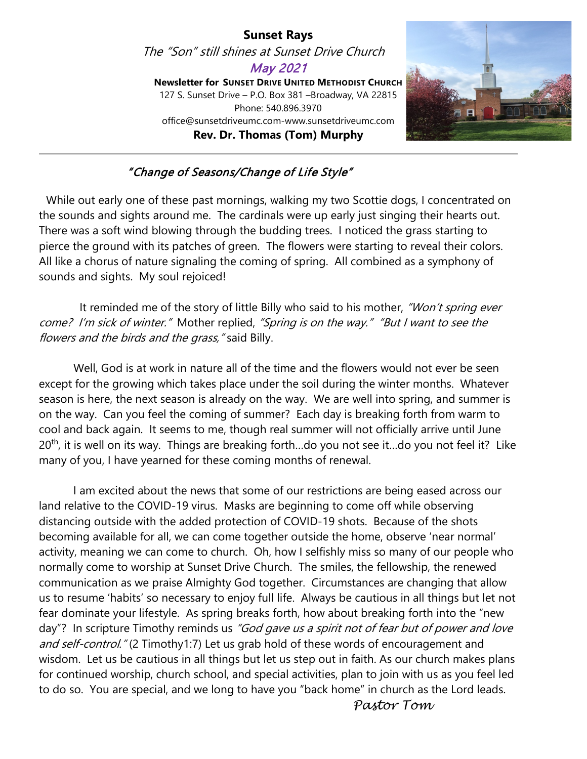# Sunset Rays

*The "Son" still shines at Sunset Drive Church*

*May 2021*

**Newsletter for SUNSET DRIVE UNITED METHODIST CHURCH**

127 S. Sunset Drive – P.O. Box 381 –Broadway, VA 22815

Phone: 540.896.3970

office@sunsetdriveumc.com-www.sunsetdriveumc.com

**Rev. Dr. Thomas (Tom) Murphy**

---

## *"Change of Seasons/Change of Life Style"*

While out early one of these past mornings, walking my two Scottie dogs, I concentrated on the sounds and sights around me. The cardinals were up early just singing their hearts out. There was a soft wind blowing through the budding trees. I noticed the grass starting to pierce the ground with its patches of green. The flowers were starting to reveal their colors. All like a chorus of nature signaling the coming of spring. All combined as a symphony of sounds and sights. My soul rejoiced!

It reminded me of the story of little Billy who said to his mother, *"Won't spring ever come? I'm sick of winter."* Mother replied, *"Spring is on the way." "But I want to see the flowers and the birds and the grass,"* said Billy.

Well, God is at work in nature all of the time and the flowers would not ever be seen except for the growing which takes place under the soil during the winter months. Whatever season is here, the next season is already on the way. We are well into spring, and summer is on the way. Can you feel the coming of summer? Each day is breaking forth from warm to cool and back again. It seems to me, though real summer will not officially arrive until June 20th, it is well on its way. Things are breaking forth…do you not see it…do you not feel it? Like many of you, I have yearned for these coming months of renewal.

I am excited about the news that some of our restrictions are being eased across our land relative to the COVID-19 virus. Masks are beginning to come off while observing distancing outside with the added protection of COVID-19 shots. Because of the shots becoming available for all, we can come together outside the home, observe 'near normal' activity, meaning we can come to church. Oh, how I selfishly miss so many of our people who normally come to worship at Sunset Drive Church. The smiles, the fellowship, the renewed communication as we praise Almighty God together. Circumstances are changing that allow us to resume 'habits' so necessary to enjoy full life. Always be cautious in all things but let not fear dominate your lifestyle. As spring breaks forth, how about breaking forth into the "new day"? In scripture Timothy reminds us *"God gave us a spirit not of fear but of power and love and self-control."* (2 Timothy1:7) Let us grab hold of these words of encouragement and wisdom. Let us be cautious in all things but let us step out in faith. As our church makes plans for continued worship, church school, and special activities, plan to join with us as you feel led to do so. You are special, and we long to have you "back home" in church as the Lord leads.

*Pastor Tom*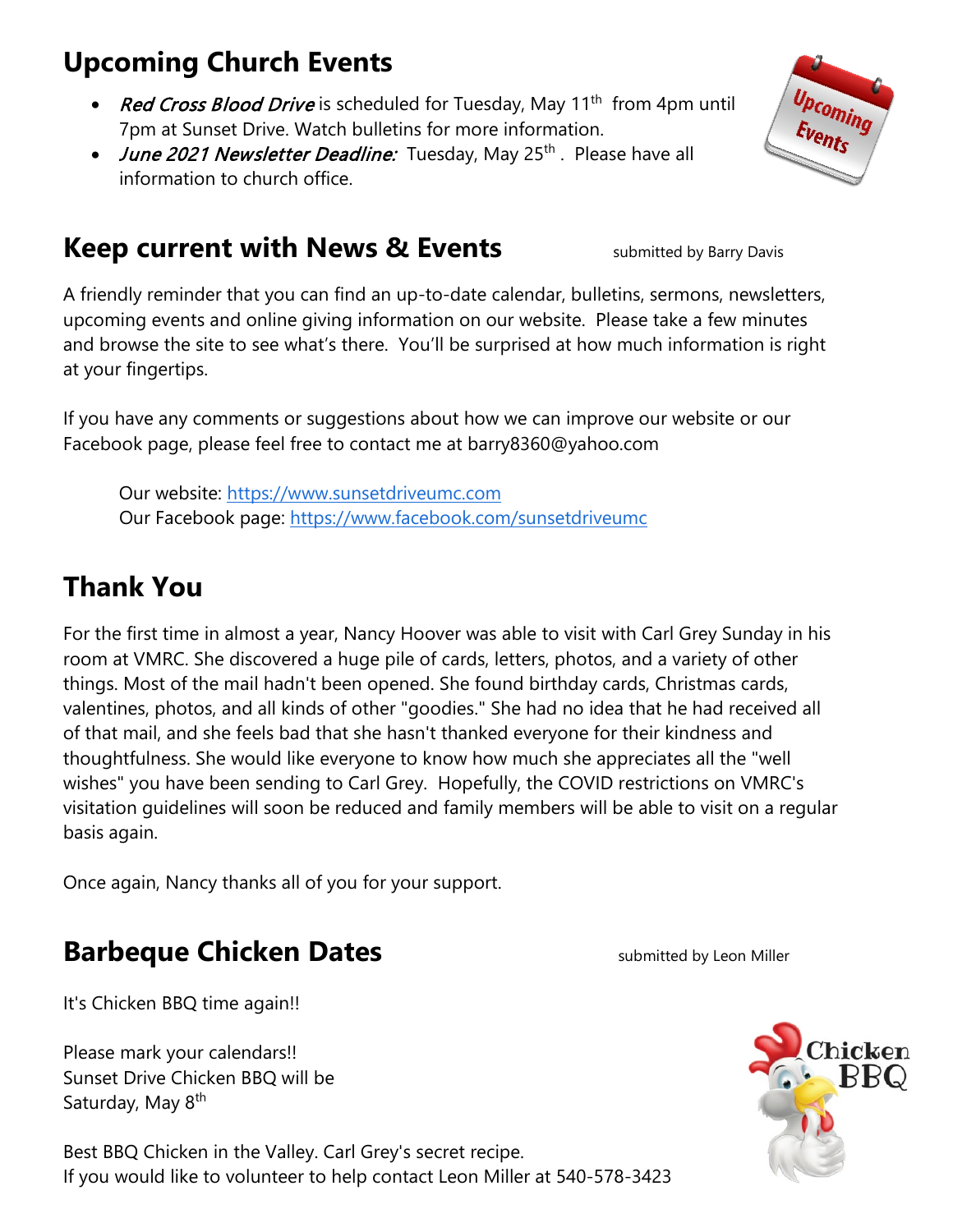## Upcoming Church Events

- *Red Cross Blood Drive* is scheduled for Tuesday, May 11th from 4pm until 7pm at Sunset Drive. Watch bulletins for more information.
- *June 2021 Newsletter Deadline:* Tuesday, May 25th. Please have all information to church office.

## Keep current with News & Events

submitted by Barry Davis

A friendly reminder that you can find an up-to-date calendar, bulletins, sermons, newsletters, upcoming events and online giving information on our website. Please take a few minutes and browse the site to see what's there. You'll be surprised at how much information is right at your fingertips.

If you have any comments or suggestions about how we can improve our website or our Facebook page, please feel free to contact me at barry8360@yahoo.com

Our website: https://www.sunsetdriveumc.com
Our Facebook page: https://www.facebook.com/sunsetdriveumc

## Thank You

For the first time in almost a year, Nancy Hoover was able to visit with Carl Grey Sunday in his room at VMRC. She discovered a huge pile of cards, letters, photos, and a variety of other things. Most of the mail hadn't been opened. She found birthday cards, Christmas cards, valentines, photos, and all kinds of other "goodies." She had no idea that he had received all of that mail, and she feels bad that she hasn't thanked everyone for their kindness and thoughtfulness. She would like everyone to know how much she appreciates all the "well wishes" you have been sending to Carl Grey. Hopefully, the COVID restrictions on VMRC's visitation guidelines will soon be reduced and family members will be able to visit on a regular basis again.

Once again, Nancy thanks all of you for your support.

## Barbeque Chicken Dates

submitted by Leon Miller

It's Chicken BBQ time again!!

Please mark your calendars!!
Sunset Drive Chicken BBQ will be
Saturday, May 8th

Best BBQ Chicken in the Valley. Carl Grey's secret recipe.
If you would like to volunteer to help contact Leon Miller at 540-578-3423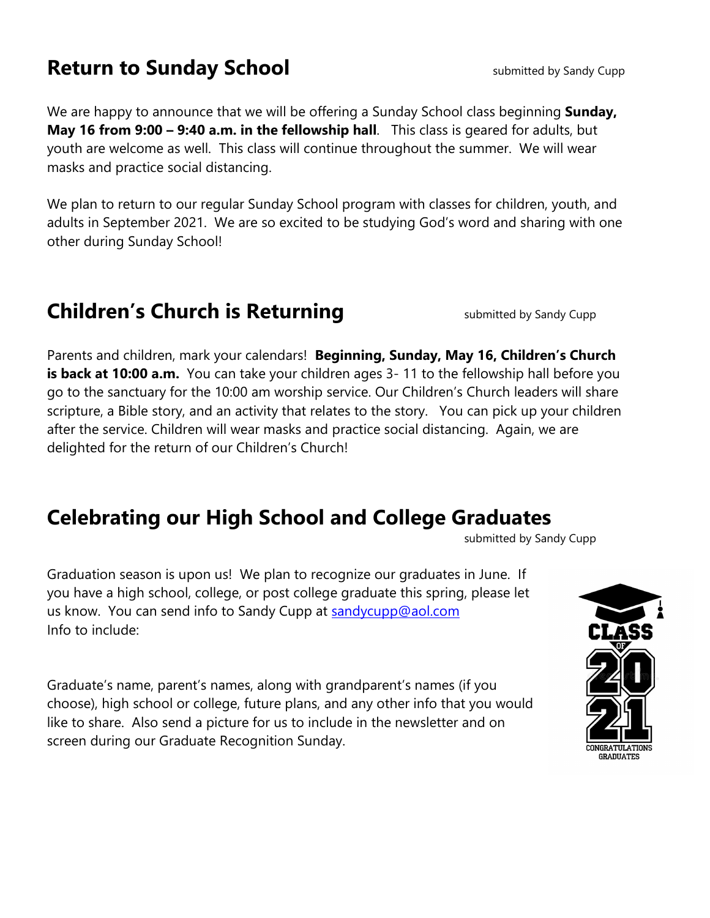## Return to Sunday School

submitted by Sandy Cupp

We are happy to announce that we will be offering a Sunday School class beginning **Sunday, May 16 from 9:00 – 9:40 a.m. in the fellowship hall**. This class is geared for adults, but youth are welcome as well. This class will continue throughout the summer. We will wear masks and practice social distancing.

We plan to return to our regular Sunday School program with classes for children, youth, and adults in September 2021. We are so excited to be studying God's word and sharing with one other during Sunday School!

## Children's Church is Returning

submitted by Sandy Cupp

Parents and children, mark your calendars! **Beginning, Sunday, May 16, Children's Church is back at 10:00 a.m.** You can take your children ages 3- 11 to the fellowship hall before you go to the sanctuary for the 10:00 am worship service. Our Children's Church leaders will share scripture, a Bible story, and an activity that relates to the story. You can pick up your children after the service. Children will wear masks and practice social distancing. Again, we are delighted for the return of our Children's Church!

## Celebrating our High School and College Graduates

submitted by Sandy Cupp

Graduation season is upon us! We plan to recognize our graduates in June. If you have a high school, college, or post college graduate this spring, please let us know. You can send info to Sandy Cupp at sandycupp@aol.com
Info to include:

Graduate's name, parent's names, along with grandparent's names (if you choose), high school or college, future plans, and any other info that you would like to share. Also send a picture for us to include in the newsletter and on screen during our Graduate Recognition Sunday.

CLASS OF 2021
CONGRATULATIONS GRADUATES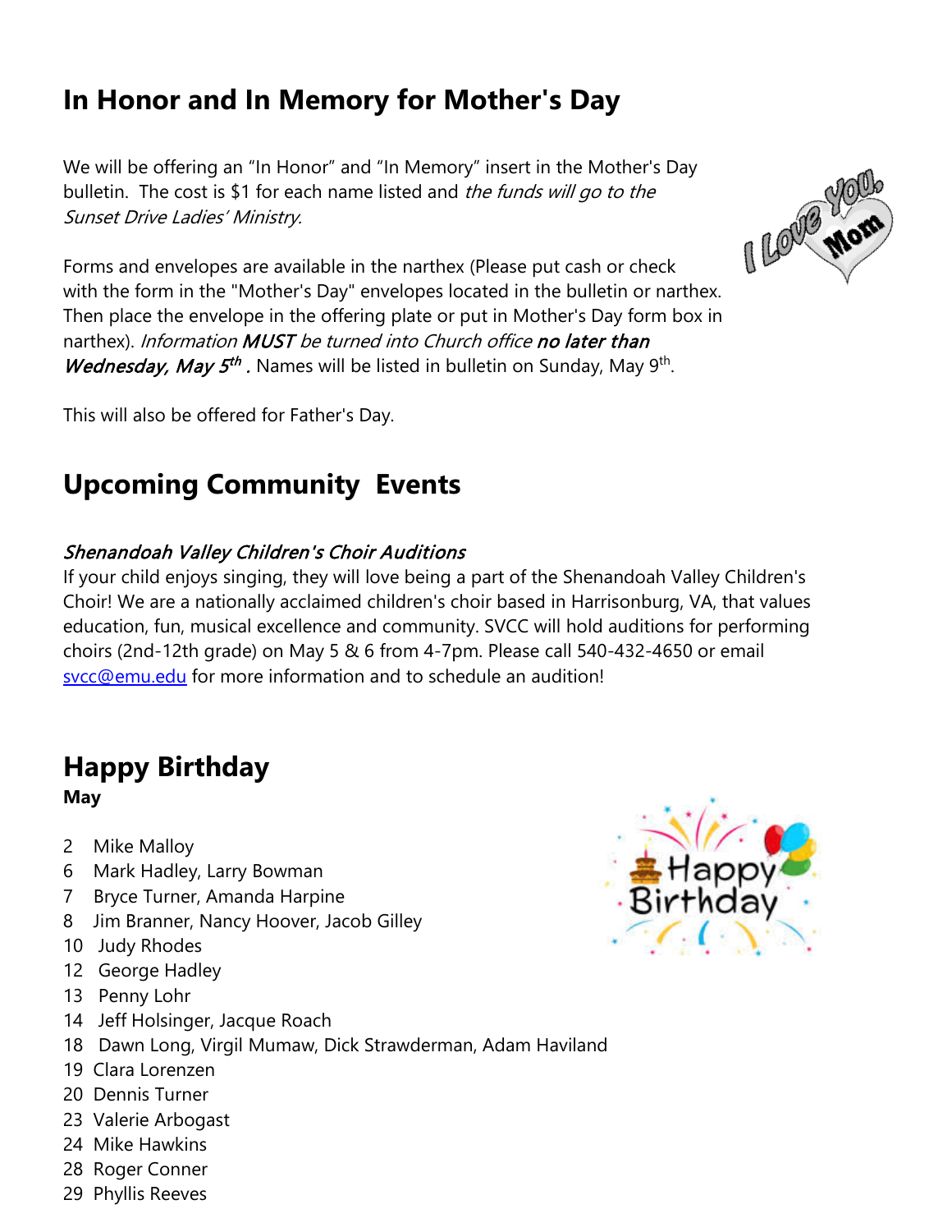## In Honor and In Memory for Mother's Day

We will be offering an "In Honor" and "In Memory" insert in the Mother's Day bulletin. The cost is $1 for each name listed and *the funds will go to the Sunset Drive Ladies' Ministry.*

Forms and envelopes are available in the narthex (Please put cash or check with the form in the "Mother's Day" envelopes located in the bulletin or narthex. Then place the envelope in the offering plate or put in Mother's Day form box in narthex). *Information **MUST** be turned into Church office **no later than Wednesday, May 5th .*** Names will be listed in bulletin on Sunday, May 9th.

This will also be offered for Father's Day.

## Upcoming Community Events

*Shenandoah Valley Children's Choir Auditions*

If your child enjoys singing, they will love being a part of the Shenandoah Valley Children's Choir! We are a nationally acclaimed children's choir based in Harrisonburg, VA, that values education, fun, musical excellence and community. SVCC will hold auditions for performing choirs (2nd-12th grade) on May 5 & 6 from 4-7pm. Please call 540-432-4650 or email svcc@emu.edu for more information and to schedule an audition!

## Happy Birthday

**May**

2 Mike Malloy
6 Mark Hadley, Larry Bowman
7 Bryce Turner, Amanda Harpine
8 Jim Branner, Nancy Hoover, Jacob Gilley
10 Judy Rhodes
12 George Hadley
13 Penny Lohr
14 Jeff Holsinger, Jacque Roach
18 Dawn Long, Virgil Mumaw, Dick Strawderman, Adam Haviland
19 Clara Lorenzen
20 Dennis Turner
23 Valerie Arbogast
24 Mike Hawkins
28 Roger Conner
29 Phyllis Reeves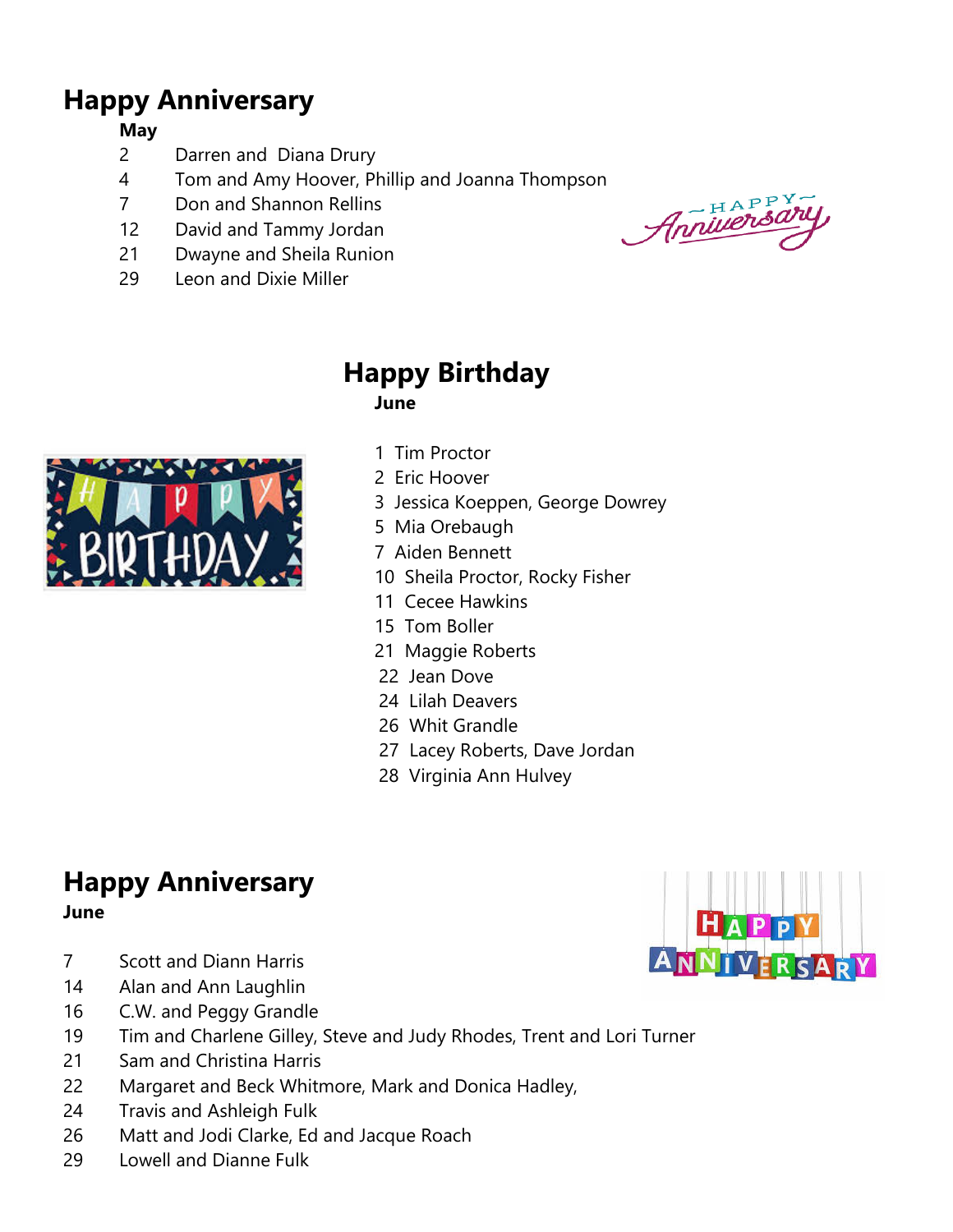## Happy Anniversary

**May**

- 2 Darren and Diana Drury
- 4 Tom and Amy Hoover, Phillip and Joanna Thompson
- 7 Don and Shannon Rellins
- 12 David and Tammy Jordan
- 21 Dwayne and Sheila Runion
- 29 Leon and Dixie Miller

## Happy Birthday

**June**

- 1 Tim Proctor
- 2 Eric Hoover
- 3 Jessica Koeppen, George Dowrey
- 5 Mia Orebaugh
- 7 Aiden Bennett
- 10 Sheila Proctor, Rocky Fisher
- 11 Cecee Hawkins
- 15 Tom Boller
- 21 Maggie Roberts
- 22 Jean Dove
- 24 Lilah Deavers
- 26 Whit Grandle
- 27 Lacey Roberts, Dave Jordan
- 28 Virginia Ann Hulvey

## Happy Anniversary

**June**

- 7 Scott and Diann Harris
- 14 Alan and Ann Laughlin
- 16 C.W. and Peggy Grandle
- 19 Tim and Charlene Gilley, Steve and Judy Rhodes, Trent and Lori Turner
- 21 Sam and Christina Harris
- 22 Margaret and Beck Whitmore, Mark and Donica Hadley,
- 24 Travis and Ashleigh Fulk
- 26 Matt and Jodi Clarke, Ed and Jacque Roach
- 29 Lowell and Dianne Fulk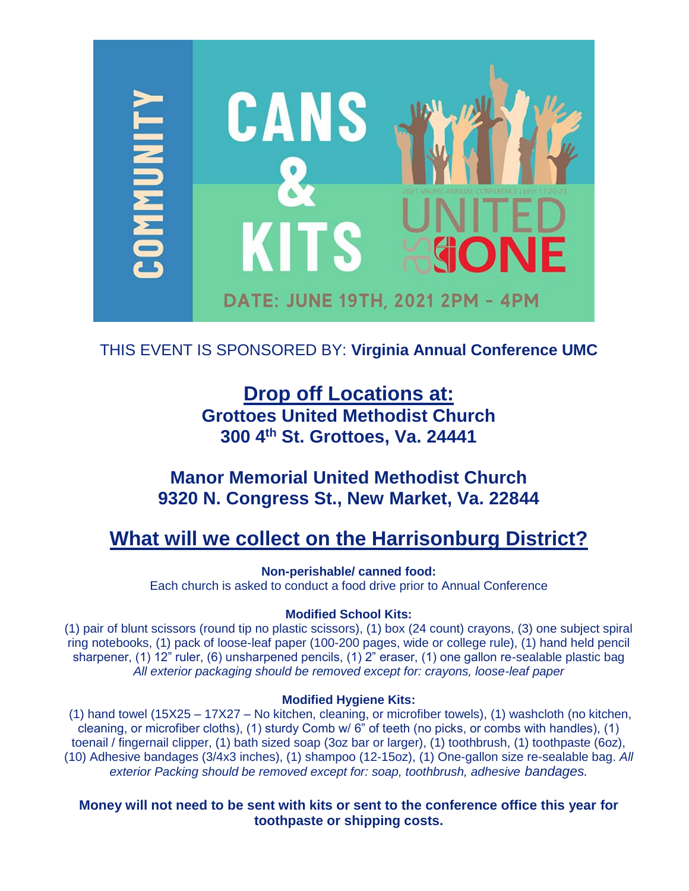COMMUNITY

CANS & KITS

2021 VAUMC ANNUAL CONFERENCE | John 17:20-23

UNITED as ONE

DATE: JUNE 19TH, 2021 2PM - 4PM

THIS EVENT IS SPONSORED BY: **Virginia Annual Conference UMC**

## Drop off Locations at:

**Grottoes United Methodist Church**
**300 4th St. Grottoes, Va. 24441**

**Manor Memorial United Methodist Church**
**9320 N. Congress St., New Market, Va. 22844**

## What will we collect on the Harrisonburg District?

**Non-perishable/ canned food:**
Each church is asked to conduct a food drive prior to Annual Conference

**Modified School Kits:**
(1) pair of blunt scissors (round tip no plastic scissors), (1) box (24 count) crayons, (3) one subject spiral ring notebooks, (1) pack of loose-leaf paper (100-200 pages, wide or college rule), (1) hand held pencil sharpener, (1) 12" ruler, (6) unsharpened pencils, (1) 2" eraser, (1) one gallon re-sealable plastic bag
*All exterior packaging should be removed except for: crayons, loose-leaf paper*

**Modified Hygiene Kits:**
(1) hand towel (15X25 – 17X27 – No kitchen, cleaning, or microfiber towels), (1) washcloth (no kitchen, cleaning, or microfiber cloths), (1) sturdy Comb w/ 6" of teeth (no picks, or combs with handles), (1) toenail / fingernail clipper, (1) bath sized soap (3oz bar or larger), (1) toothbrush, (1) toothpaste (6oz), (10) Adhesive bandages (3/4x3 inches), (1) shampoo (12-15oz), (1) One-gallon size re-sealable bag. *All exterior Packing should be removed except for: soap, toothbrush, adhesive bandages.*

**Money will not need to be sent with kits or sent to the conference office this year for toothpaste or shipping costs.**